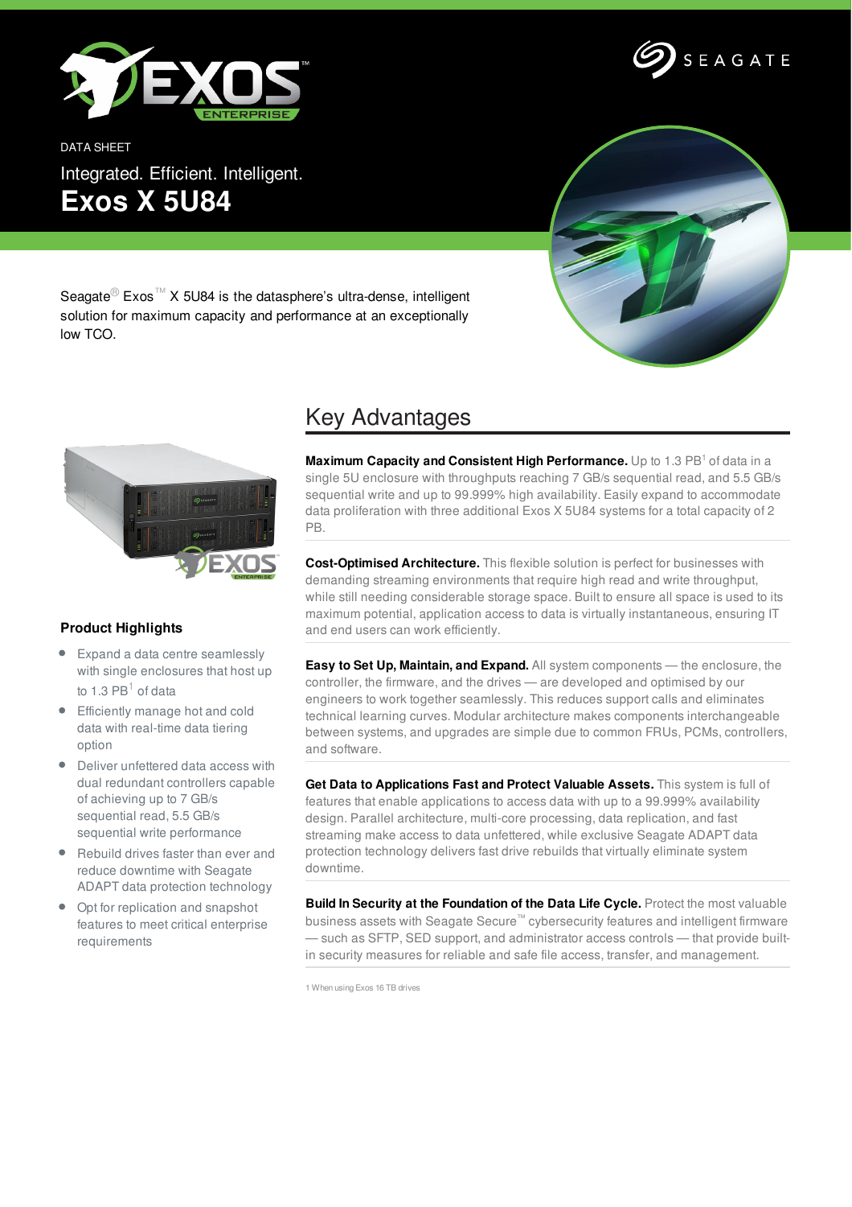DATA SHEET

Integrated. Efficient. Intelligent.

# Exos X 5U84

Seagate® Exos™ X 5U84 is the datasphere's ultra-dense, intelligent solution for maximum capacity and performance at an exceptionally low TCO.

### Product Highlights

- Expand a data centre seamlessly with single enclosures that host up to 1.3 PB[1] of data
- Efficiently manage hot and cold data with real-time data tiering option
- Deliver unfettered data access with dual redundant controllers capable of achieving up to 7 GB/s sequential read, 5.5 GB/s sequential write performance
- Rebuild drives faster than ever and reduce downtime with Seagate ADAPT data protection technology
- Opt for replication and snapshot features to meet critical enterprise requirements

## Key Advantages

**Maximum Capacity and Consistent High Performance.** Up to 1.3 PB[1] of data in a single 5U enclosure with throughputs reaching 7 GB/s sequential read, and 5.5 GB/s sequential write and up to 99.999% high availability. Easily expand to accommodate data proliferation with three additional Exos X 5U84 systems for a total capacity of 2 PB.

**Cost-Optimised Architecture.** This flexible solution is perfect for businesses with demanding streaming environments that require high read and write throughput, while still needing considerable storage space. Built to ensure all space is used to its maximum potential, application access to data is virtually instantaneous, ensuring IT and end users can work efficiently.

**Easy to Set Up, Maintain, and Expand.** All system components — the enclosure, the controller, the firmware, and the drives — are developed and optimised by our engineers to work together seamlessly. This reduces support calls and eliminates technical learning curves. Modular architecture makes components interchangeable between systems, and upgrades are simple due to common FRUs, PCMs, controllers, and software.

**Get Data to Applications Fast and Protect Valuable Assets.** This system is full of features that enable applications to access data with up to a 99.999% availability design. Parallel architecture, multi-core processing, data replication, and fast streaming make access to data unfettered, while exclusive Seagate ADAPT data protection technology delivers fast drive rebuilds that virtually eliminate system downtime.

**Build In Security at the Foundation of the Data Life Cycle.** Protect the most valuable business assets with Seagate Secure™ cybersecurity features and intelligent firmware — such as SFTP, SED support, and administrator access controls — that provide built-in security measures for reliable and safe file access, transfer, and management.

1 When using Exos 16 TB drives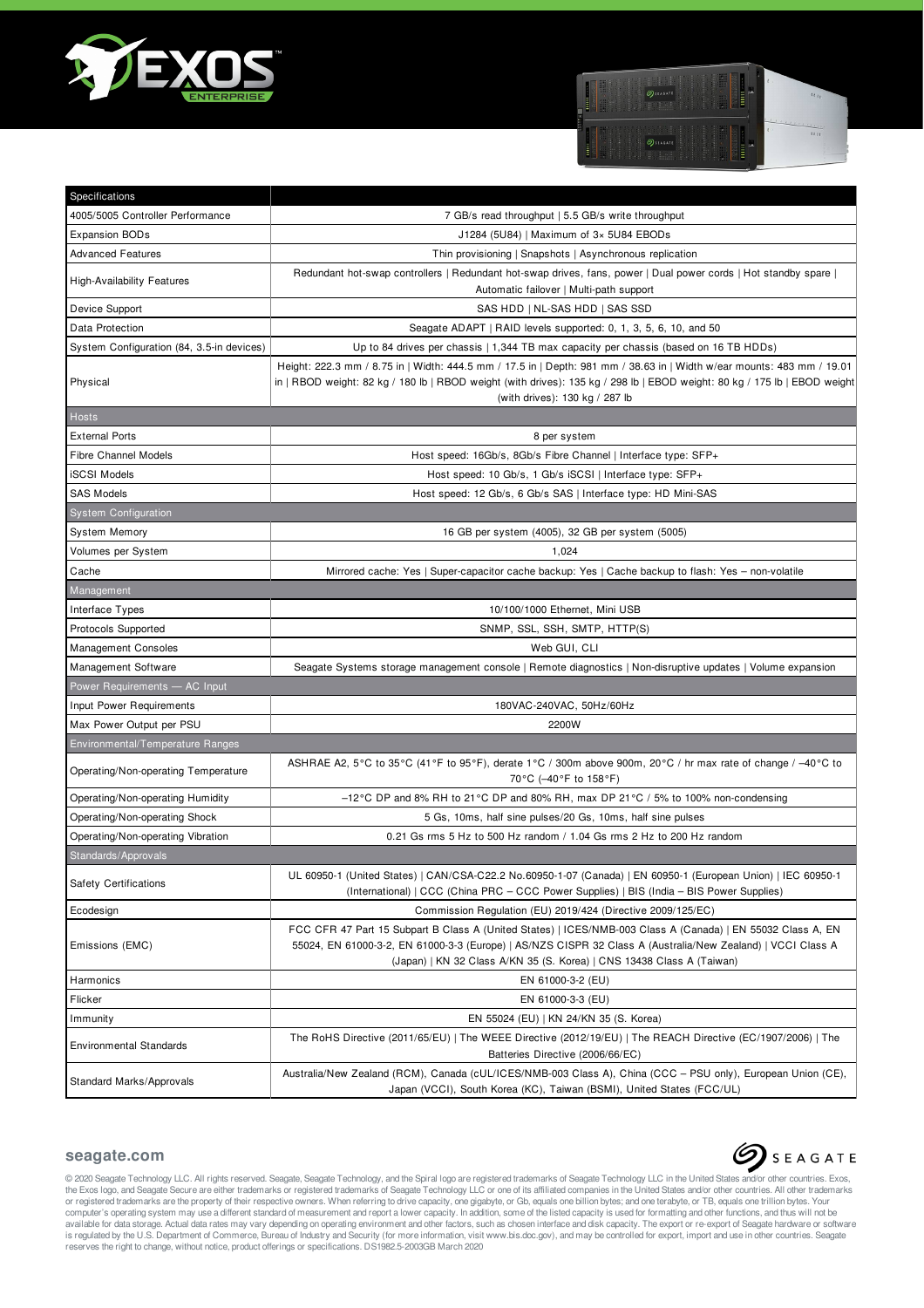| Specifications | |
|---|---|
| 4005/5005 Controller Performance | 7 GB/s read throughput \| 5.5 GB/s write throughput |
| Expansion BODs | J1284 (5U84) \| Maximum of 3× 5U84 EBODs |
| Advanced Features | Thin provisioning \| Snapshots \| Asynchronous replication |
| High-Availability Features | Redundant hot-swap controllers \| Redundant hot-swap drives, fans, power \| Dual power cords \| Hot standby spare \| Automatic failover \| Multi-path support |
| Device Support | SAS HDD \| NL-SAS HDD \| SAS SSD |
| Data Protection | Seagate ADAPT \| RAID levels supported: 0, 1, 3, 5, 6, 10, and 50 |
| System Configuration (84, 3.5-in devices) | Up to 84 drives per chassis \| 1,344 TB max capacity per chassis (based on 16 TB HDDs) |
| Physical | Height: 222.3 mm / 8.75 in \| Width: 444.5 mm / 17.5 in \| Depth: 981 mm / 38.63 in \| Width w/ear mounts: 483 mm / 19.01 in \| RBOD weight: 82 kg / 180 lb \| RBOD weight (with drives): 135 kg / 298 lb \| EBOD weight: 80 kg / 175 lb \| EBOD weight (with drives): 130 kg / 287 lb |
| **Hosts** | |
| External Ports | 8 per system |
| Fibre Channel Models | Host speed: 16Gb/s, 8Gb/s Fibre Channel \| Interface type: SFP+ |
| iSCSI Models | Host speed: 10 Gb/s, 1 Gb/s iSCSI \| Interface type: SFP+ |
| SAS Models | Host speed: 12 Gb/s, 6 Gb/s SAS \| Interface type: HD Mini-SAS |
| **System Configuration** | |
| System Memory | 16 GB per system (4005), 32 GB per system (5005) |
| Volumes per System | 1,024 |
| Cache | Mirrored cache: Yes \| Super-capacitor cache backup: Yes \| Cache backup to flash: Yes – non-volatile |
| **Management** | |
| Interface Types | 10/100/1000 Ethernet, Mini USB |
| Protocols Supported | SNMP, SSL, SSH, SMTP, HTTP(S) |
| Management Consoles | Web GUI, CLI |
| Management Software | Seagate Systems storage management console \| Remote diagnostics \| Non-disruptive updates \| Volume expansion |
| **Power Requirements — AC Input** | |
| Input Power Requirements | 180VAC-240VAC, 50Hz/60Hz |
| Max Power Output per PSU | 2200W |
| **Environmental/Temperature Ranges** | |
| Operating/Non-operating Temperature | ASHRAE A2, 5°C to 35°C (41°F to 95°F), derate 1°C / 300m above 900m, 20°C / hr max rate of change / –40°C to 70°C (–40°F to 158°F) |
| Operating/Non-operating Humidity | –12°C DP and 8% RH to 21°C DP and 80% RH, max DP 21°C / 5% to 100% non-condensing |
| Operating/Non-operating Shock | 5 Gs, 10ms, half sine pulses/20 Gs, 10ms, half sine pulses |
| Operating/Non-operating Vibration | 0.21 Gs rms 5 Hz to 500 Hz random / 1.04 Gs rms 2 Hz to 200 Hz random |
| **Standards/Approvals** | |
| Safety Certifications | UL 60950-1 (United States) \| CAN/CSA-C22.2 No.60950-1-07 (Canada) \| EN 60950-1 (European Union) \| IEC 60950-1 (International) \| CCC (China PRC – CCC Power Supplies) \| BIS (India – BIS Power Supplies) |
| Ecodesign | Commission Regulation (EU) 2019/424 (Directive 2009/125/EC) |
| Emissions (EMC) | FCC CFR 47 Part 15 Subpart B Class A (United States) \| ICES/NMB-003 Class A (Canada) \| EN 55032 Class A, EN 55024, EN 61000-3-2, EN 61000-3-3 (Europe) \| AS/NZS CISPR 32 Class A (Australia/New Zealand) \| VCCI Class A (Japan) \| KN 32 Class A/KN 35 (S. Korea) \| CNS 13438 Class A (Taiwan) |
| Harmonics | EN 61000-3-2 (EU) |
| Flicker | EN 61000-3-3 (EU) |
| Immunity | EN 55024 (EU) \| KN 24/KN 35 (S. Korea) |
| Environmental Standards | The RoHS Directive (2011/65/EU) \| The WEEE Directive (2012/19/EU) \| The REACH Directive (EC/1907/2006) \| The Batteries Directive (2006/66/EC) |
| Standard Marks/Approvals | Australia/New Zealand (RCM), Canada (cUL/ICES/NMB-003 Class A), China (CCC – PSU only), European Union (CE), Japan (VCCI), South Korea (KC), Taiwan (BSMI), United States (FCC/UL) |

**seagate.com**

© 2020 Seagate Technology LLC. All rights reserved. Seagate, Seagate Technology, and the Spiral logo are registered trademarks of Seagate Technology LLC in the United States and/or other countries. Exos, the Exos logo, and Seagate Secure are either trademarks or registered trademarks of Seagate Technology LLC or one of its affiliated companies in the United States and/or other countries. All other trademarks or registered trademarks are the property of their respective owners. When referring to drive capacity, one gigabyte, or GB, equals one billion bytes; and one terabyte, or TB, equals one trillion bytes. Your computer's operating system may use a different standard of measurement and report a lower capacity. In addition, some of the listed capacity is used for formatting and other functions, and thus will not be available for data storage. Actual data rates may vary depending on operating environment and other factors, such as chosen interface and disk capacity. The export or re-export of Seagate hardware or software is regulated by the U.S. Department of Commerce, Bureau of Industry and Security (for more information, visit www.bis.doc.gov), and may be controlled for export, import and use in other countries. Seagate reserves the right to change, without notice, product offerings or specifications. DS1982.5-2003GB March 2020